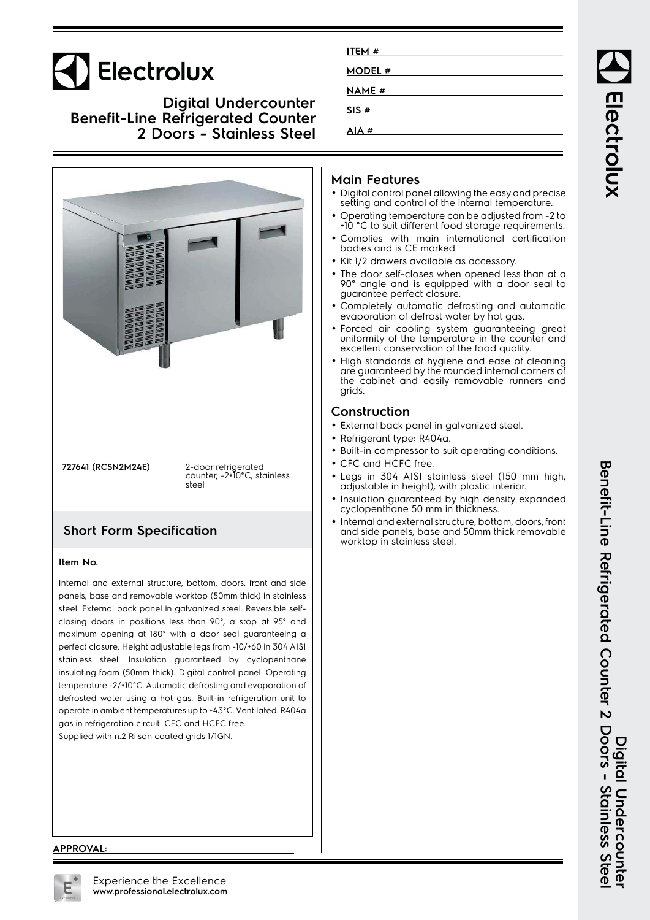# Electrolux

## Digital Undercounter Benefit-Line Refrigerated Counter 2 Doors - Stainless Steel

**ITEM #** \_\_\_\_\_\_\_\_\_\_

**MODEL #** \_\_\_\_\_\_\_\_\_\_

**NAME #** \_\_\_\_\_\_\_\_\_\_

**SIS #** \_\_\_\_\_\_\_\_\_\_

**AIA #** \_\_\_\_\_\_\_\_\_\_

**727641 (RCSN2M24E)** 2-door refrigerated counter, -2+10°C, stainless steel

## Short Form Specification

**Item No.**

Internal and external structure, bottom, doors, front and side panels, base and removable worktop (50mm thick) in stainless steel. External back panel in galvanized steel. Reversible self-closing doors in positions less than 90°, a stop at 95° and maximum opening at 180° with a door seal guaranteeing a perfect closure. Height adjustable legs from -10/+60 in 304 AISI stainless steel. Insulation guaranteed by cyclopenthane insulating foam (50mm thick). Digital control panel. Operating temperature -2/+10°C. Automatic defrosting and evaporation of defrosted water using a hot gas. Built-in refrigeration unit to operate in ambient temperatures up to +43°C. Ventilated. R404a gas in refrigeration circuit. CFC and HCFC free.
Supplied with n.2 Rilsan coated grids 1/1GN.

## Main Features

- Digital control panel allowing the easy and precise setting and control of the internal temperature.
- Operating temperature can be adjusted from -2 to +10 °C to suit different food storage requirements.
- Complies with main international certification bodies and is CE marked.
- Kit 1/2 drawers available as accessory.
- The door self-closes when opened less than at a 90° angle and is equipped with a door seal to guarantee perfect closure.
- Completely automatic defrosting and automatic evaporation of defrost water by hot gas.
- Forced air cooling system guaranteeing great uniformity of the temperature in the counter and excellent conservation of the food quality.
- High standards of hygiene and ease of cleaning are guaranteed by the rounded internal corners of the cabinet and easily removable runners and grids.

## Construction

- External back panel in galvanized steel.
- Refrigerant type: R404a.
- Built-in compressor to suit operating conditions.
- CFC and HCFC free.
- Legs in 304 AISI stainless steel (150 mm high, adjustable in height), with plastic interior.
- Insulation guaranteed by high density expanded cyclopenthane 50 mm in thickness.
- Internal and external structure, bottom, doors, front and side panels, base and 50mm thick removable worktop in stainless steel.

**APPROVAL:**

Experience the Excellence
**www.professional.electrolux.com**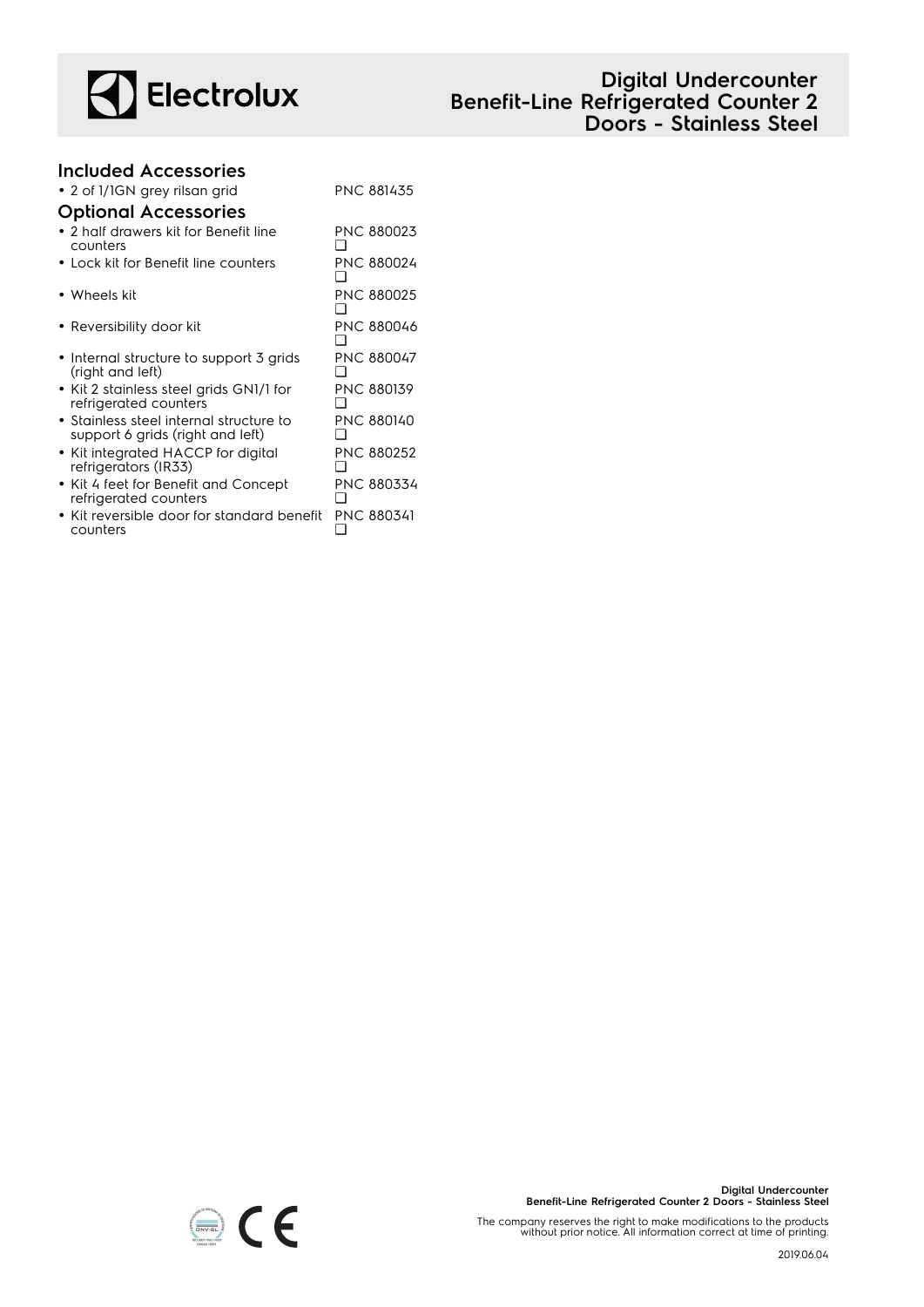## Included Accessories

- 2 of 1/1GN grey rilsan grid PNC 881435

## Optional Accessories

- 2 half drawers kit for Benefit line counters PNC 880023 ❑
- Lock kit for Benefit line counters PNC 880024 ❑
- Wheels kit PNC 880025 ❑
- Reversibility door kit PNC 880046 ❑
- Internal structure to support 3 grids (right and left) PNC 880047 ❑
- Kit 2 stainless steel grids GN1/1 for refrigerated counters PNC 880139 ❑
- Stainless steel internal structure to support 6 grids (right and left) PNC 880140 ❑
- Kit integrated HACCP for digital refrigerators (IR33) PNC 880252 ❑
- Kit 4 feet for Benefit and Concept refrigerated counters PNC 880334 ❑
- Kit reversible door for standard benefit counters PNC 880341 ❑

The company reserves the right to make modifications to the products without prior notice. All information correct at time of printing.

2019.06.04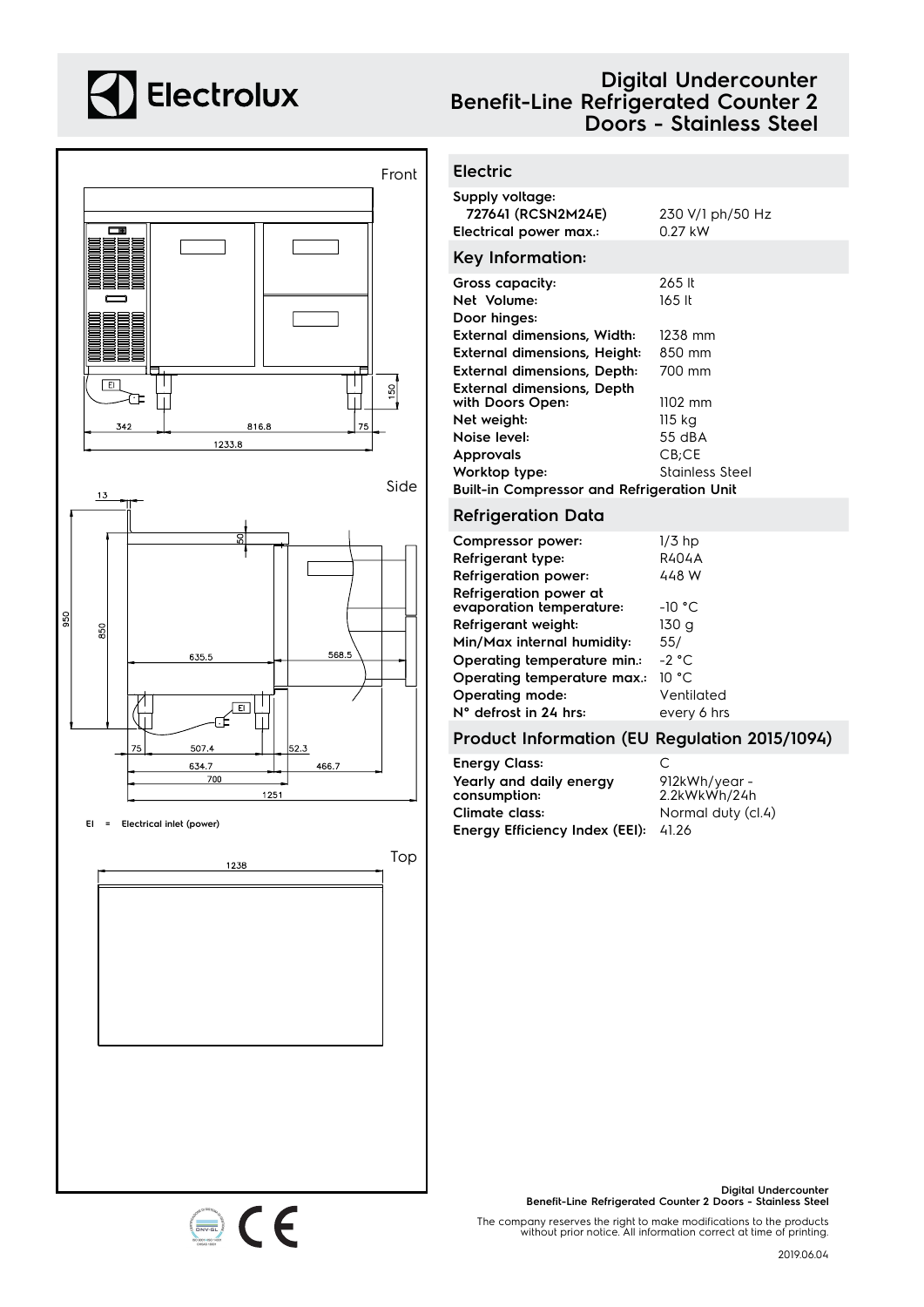# Electrolux

## Digital Undercounter Benefit-Line Refrigerated Counter 2 Doors - Stainless Steel

Front

342 816.8 75 150
1233.8

Side

13
950 850 50
635.5 568.5
75 507.4 52.3
634.7 466.7
700
1251

EI = Electrical inlet (power)

Top

1238

### Electric

| | |
|---|---|
| **Supply voltage:** | |
| **727641 (RCSN2M24E)** | 230 V/1 ph/50 Hz |
| **Electrical power max.:** | 0.27 kW |

### Key Information:

| | |
|---|---|
| **Gross capacity:** | 265 lt |
| **Net Volume:** | 165 lt |
| **Door hinges:** | |
| **External dimensions, Width:** | 1238 mm |
| **External dimensions, Height:** | 850 mm |
| **External dimensions, Depth:** | 700 mm |
| **External dimensions, Depth with Doors Open:** | 1102 mm |
| **Net weight:** | 115 kg |
| **Noise level:** | 55 dBA |
| **Approvals** | CB;CE |
| **Worktop type:** | Stainless Steel |

**Built-in Compressor and Refrigeration Unit**

### Refrigeration Data

| | |
|---|---|
| **Compressor power:** | 1/3 hp |
| **Refrigerant type:** | R404A |
| **Refrigeration power:** | 448 W |
| **Refrigeration power at evaporation temperature:** | -10 °C |
| **Refrigerant weight:** | 130 g |
| **Min/Max internal humidity:** | 55/ |
| **Operating temperature min.:** | -2 °C |
| **Operating temperature max.:** | 10 °C |
| **Operating mode:** | Ventilated |
| **N° defrost in 24 hrs:** | every 6 hrs |

### Product Information (EU Regulation 2015/1094)

| | |
|---|---|
| **Energy Class:** | C |
| **Yearly and daily energy consumption:** | 912kWh/year - 2.2kWkWh/24h |
| **Climate class:** | Normal duty (cl.4) |
| **Energy Efficiency Index (EEI):** | 41.26 |

**Digital Undercounter Benefit-Line Refrigerated Counter 2 Doors - Stainless Steel**

The company reserves the right to make modifications to the products without prior notice. All information correct at time of printing.

2019.06.04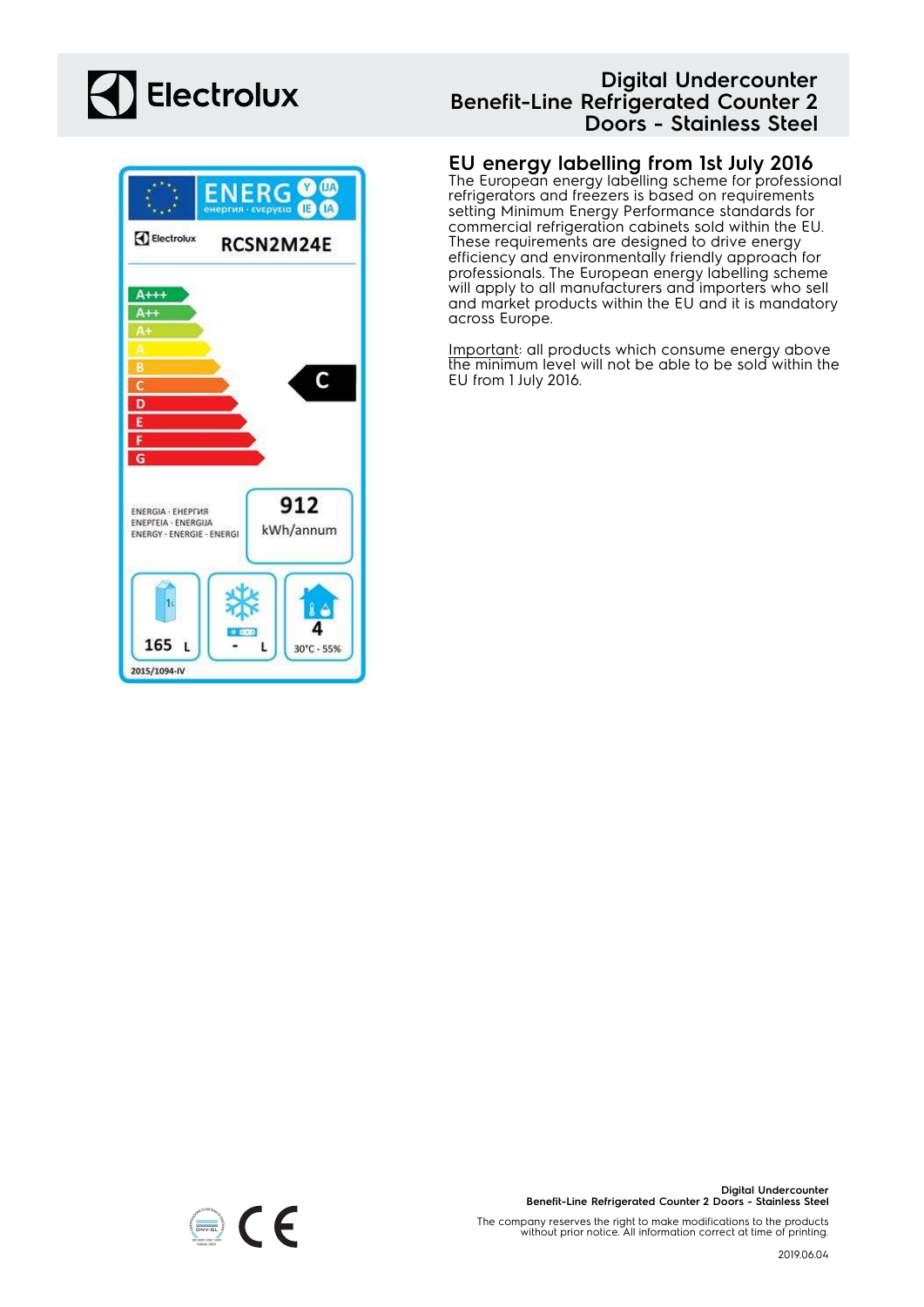# Electrolux

## Digital Undercounter Benefit-Line Refrigerated Counter 2 Doors - Stainless Steel

ENERG Y IJA IE IA
енергия · ενεργεια

Electrolux RCSN2M24E

A+++
A++
A+
A
B
C
D
E
F
G

C

ENERGIA · ЕНЕРГИЯ
ΕΝΕΡΓΕΙΑ · ENERGIJA
ENERGY · ENERGIE · ENERGI

912 kWh/annum

165 L

- L

4
30°C - 55%

2015/1094-IV

### EU energy labelling from 1st July 2016

The European energy labelling scheme for professional refrigerators and freezers is based on requirements setting Minimum Energy Performance standards for commercial refrigeration cabinets sold within the EU. These requirements are designed to drive energy efficiency and environmentally friendly approach for professionals. The European energy labelling scheme will apply to all manufacturers and importers who sell and market products within the EU and it is mandatory across Europe.

Important: all products which consume energy above the minimum level will not be able to be sold within the EU from 1 July 2016.

The company reserves the right to make modifications to the products without prior notice. All information correct at time of printing.

2019.06.04